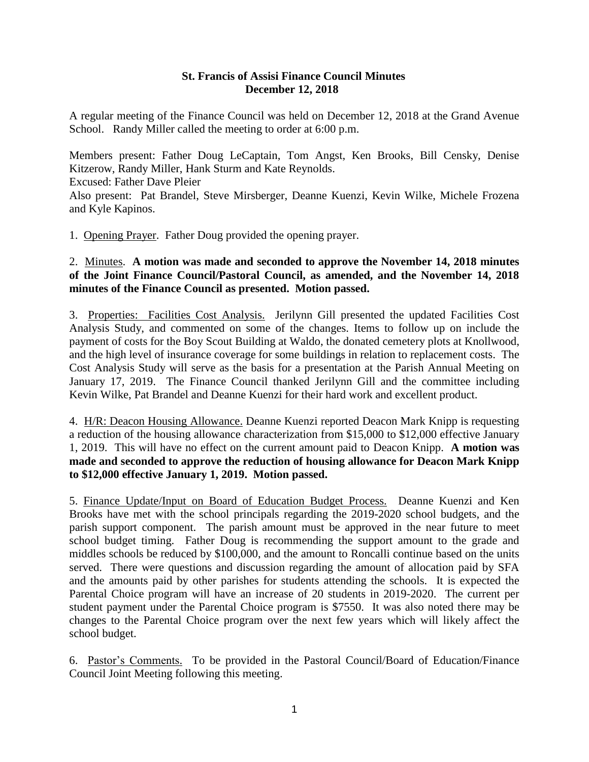# St. Francis of Assisi Finance Council Minutes
## December 12, 2018

A regular meeting of the Finance Council was held on December 12, 2018 at the Grand Avenue School. Randy Miller called the meeting to order at 6:00 p.m.

Members present: Father Doug LeCaptain, Tom Angst, Ken Brooks, Bill Censky, Denise Kitzerow, Randy Miller, Hank Sturm and Kate Reynolds.
Excused: Father Dave Pleier
Also present: Pat Brandel, Steve Mirsberger, Deanne Kuenzi, Kevin Wilke, Michele Frozena and Kyle Kapinos.

1. Opening Prayer. Father Doug provided the opening prayer.

2. Minutes. **A motion was made and seconded to approve the November 14, 2018 minutes of the Joint Finance Council/Pastoral Council, as amended, and the November 14, 2018 minutes of the Finance Council as presented. Motion passed.**

3. Properties: Facilities Cost Analysis. Jerilynn Gill presented the updated Facilities Cost Analysis Study, and commented on some of the changes. Items to follow up on include the payment of costs for the Boy Scout Building at Waldo, the donated cemetery plots at Knollwood, and the high level of insurance coverage for some buildings in relation to replacement costs. The Cost Analysis Study will serve as the basis for a presentation at the Parish Annual Meeting on January 17, 2019. The Finance Council thanked Jerilynn Gill and the committee including Kevin Wilke, Pat Brandel and Deanne Kuenzi for their hard work and excellent product.

4. H/R: Deacon Housing Allowance. Deanne Kuenzi reported Deacon Mark Knipp is requesting a reduction of the housing allowance characterization from $15,000 to $12,000 effective January 1, 2019. This will have no effect on the current amount paid to Deacon Knipp. **A motion was made and seconded to approve the reduction of housing allowance for Deacon Mark Knipp to $12,000 effective January 1, 2019. Motion passed.**

5. Finance Update/Input on Board of Education Budget Process. Deanne Kuenzi and Ken Brooks have met with the school principals regarding the 2019-2020 school budgets, and the parish support component. The parish amount must be approved in the near future to meet school budget timing. Father Doug is recommending the support amount to the grade and middles schools be reduced by $100,000, and the amount to Roncalli continue based on the units served. There were questions and discussion regarding the amount of allocation paid by SFA and the amounts paid by other parishes for students attending the schools. It is expected the Parental Choice program will have an increase of 20 students in 2019-2020. The current per student payment under the Parental Choice program is $7550. It was also noted there may be changes to the Parental Choice program over the next few years which will likely affect the school budget.

6. Pastor's Comments. To be provided in the Pastoral Council/Board of Education/Finance Council Joint Meeting following this meeting.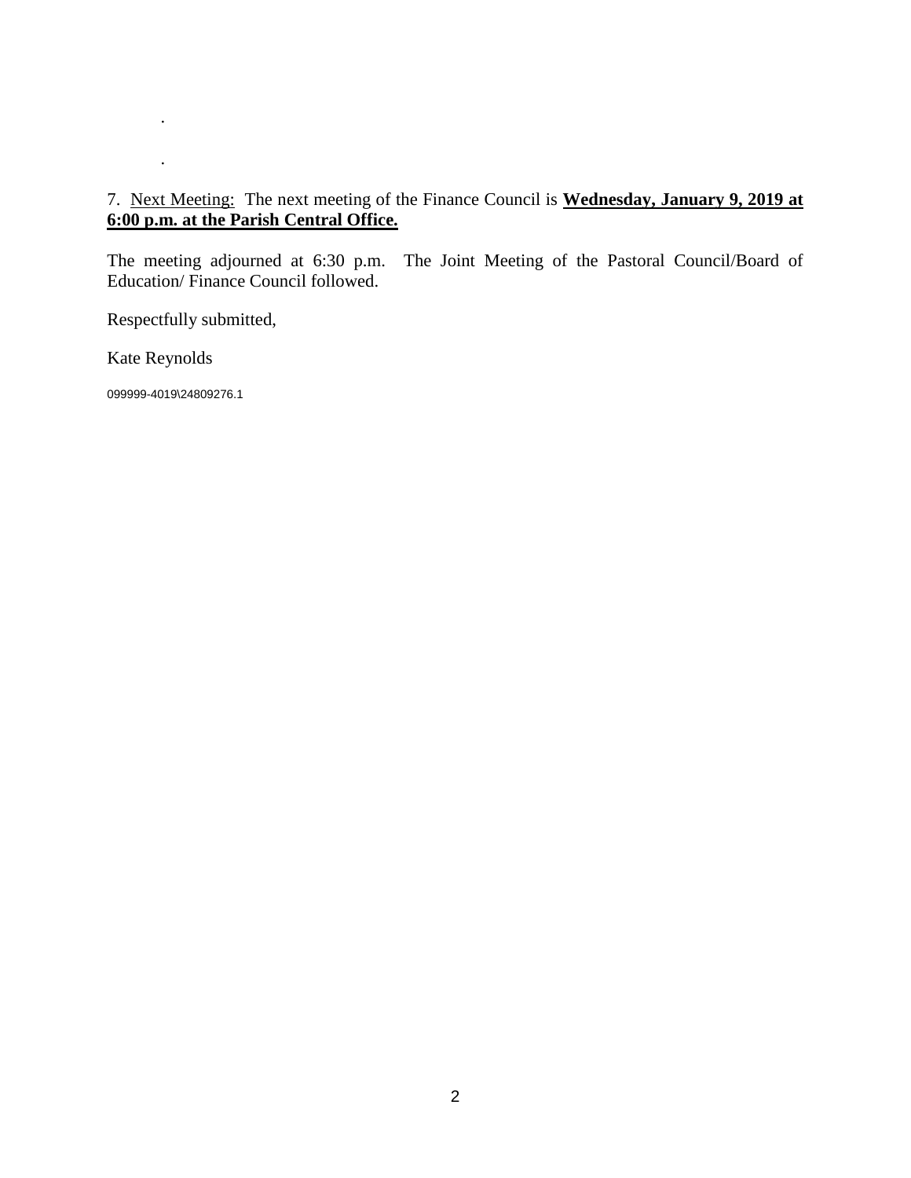.

.

7. Next Meeting: The next meeting of the Finance Council is **Wednesday, January 9, 2019 at 6:00 p.m. at the Parish Central Office.**

The meeting adjourned at 6:30 p.m. The Joint Meeting of the Pastoral Council/Board of Education/ Finance Council followed.

Respectfully submitted,

Kate Reynolds

099999-4019\24809276.1